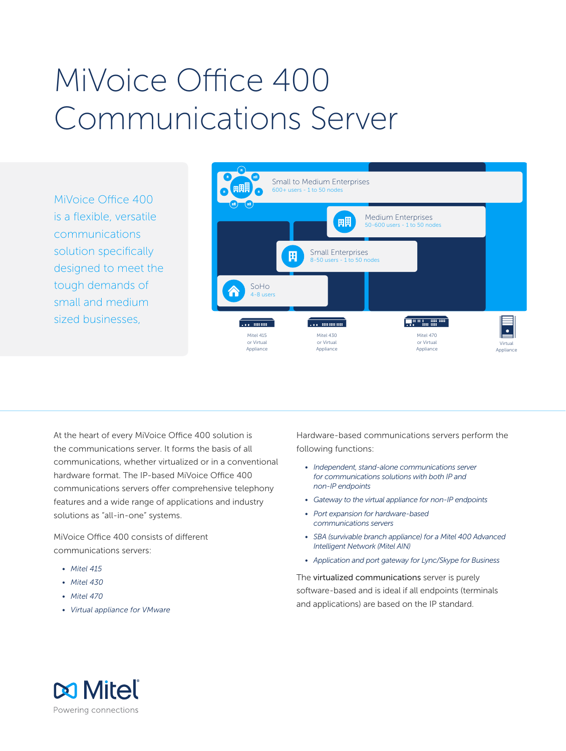# MiVoice Office 400 Communications Server

MiVoice Office 400 is a flexible, versatile communications solution specifically designed to meet the tough demands of small and medium sized businesses,

Small to Medium Enterprises
600+ users - 1 to 50 nodes

Medium Enterprises
50-600 users - 1 to 50 nodes

Small Enterprises
8-50 users - 1 to 50 nodes

SoHo
4-8 users

Mitel 415 or Virtual Appliance

Mitel 430 or Virtual Appliance

Mitel 470 or Virtual Appliance

Virtual Appliance

At the heart of every MiVoice Office 400 solution is the communications server. It forms the basis of all communications, whether virtualized or in a conventional hardware format. The IP-based MiVoice Office 400 communications servers offer comprehensive telephony features and a wide range of applications and industry solutions as "all-in-one" systems.

MiVoice Office 400 consists of different communications servers:

- *Mitel 415*
- *Mitel 430*
- *Mitel 470*
- *Virtual appliance for VMware*

Hardware-based communications servers perform the following functions:

- *Independent, stand-alone communications server for communications solutions with both IP and non-IP endpoints*
- *Gateway to the virtual appliance for non-IP endpoints*
- *Port expansion for hardware-based communications servers*
- *SBA (survivable branch appliance) for a Mitel 400 Advanced Intelligent Network (Mitel AIN)*
- *Application and port gateway for Lync/Skype for Business*

The **virtualized communications** server is purely software-based and is ideal if all endpoints (terminals and applications) are based on the IP standard.

Mitel
Powering connections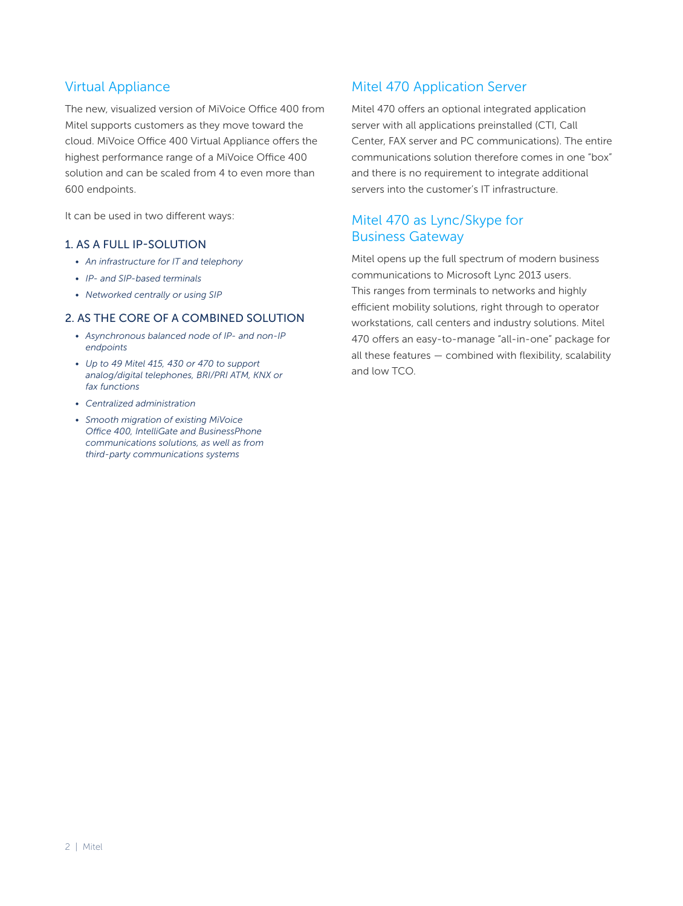## Virtual Appliance

The new, visualized version of MiVoice Office 400 from Mitel supports customers as they move toward the cloud. MiVoice Office 400 Virtual Appliance offers the highest performance range of a MiVoice Office 400 solution and can be scaled from 4 to even more than 600 endpoints.

It can be used in two different ways:

### 1. AS A FULL IP-SOLUTION

- *An infrastructure for IT and telephony*
- *IP- and SIP-based terminals*
- *Networked centrally or using SIP*

### 2. AS THE CORE OF A COMBINED SOLUTION

- *Asynchronous balanced node of IP- and non-IP endpoints*
- *Up to 49 Mitel 415, 430 or 470 to support analog/digital telephones, BRI/PRI ATM, KNX or fax functions*
- *Centralized administration*
- *Smooth migration of existing MiVoice Office 400, IntelliGate and BusinessPhone communications solutions, as well as from third-party communications systems*

## Mitel 470 Application Server

Mitel 470 offers an optional integrated application server with all applications preinstalled (CTI, Call Center, FAX server and PC communications). The entire communications solution therefore comes in one "box" and there is no requirement to integrate additional servers into the customer's IT infrastructure.

## Mitel 470 as Lync/Skype for Business Gateway

Mitel opens up the full spectrum of modern business communications to Microsoft Lync 2013 users. This ranges from terminals to networks and highly efficient mobility solutions, right through to operator workstations, call centers and industry solutions. Mitel 470 offers an easy-to-manage "all-in-one" package for all these features — combined with flexibility, scalability and low TCO.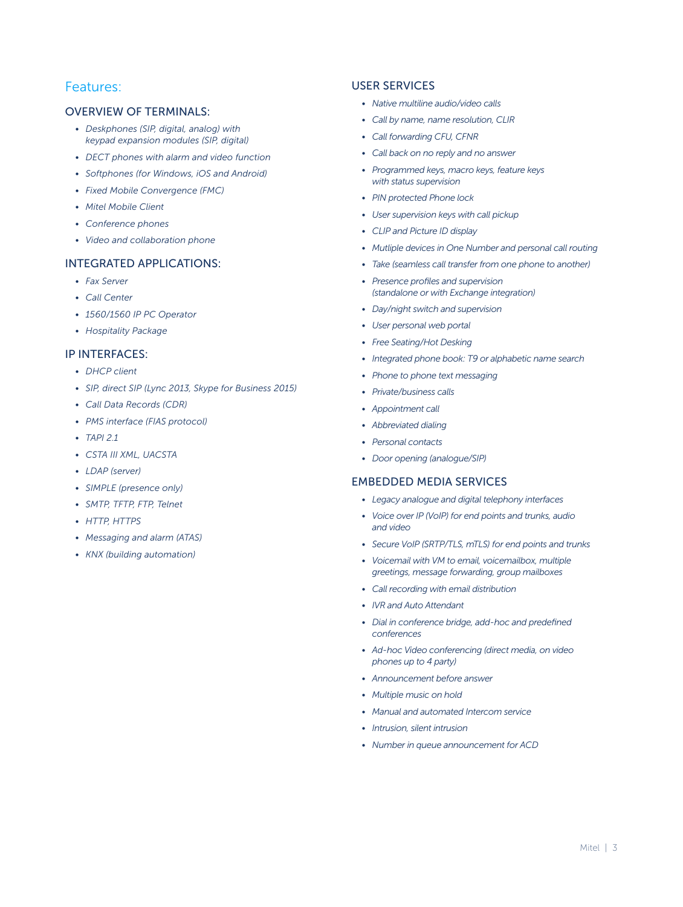## Features:

### OVERVIEW OF TERMINALS:

- *Deskphones (SIP, digital, analog) with keypad expansion modules (SIP, digital)*
- *DECT phones with alarm and video function*
- *Softphones (for Windows, iOS and Android)*
- *Fixed Mobile Convergence (FMC)*
- *Mitel Mobile Client*
- *Conference phones*
- *Video and collaboration phone*

### INTEGRATED APPLICATIONS:

- *Fax Server*
- *Call Center*
- *1560/1560 IP PC Operator*
- *Hospitality Package*

### IP INTERFACES:

- *DHCP client*
- *SIP, direct SIP (Lync 2013, Skype for Business 2015)*
- *Call Data Records (CDR)*
- *PMS interface (FIAS protocol)*
- *TAPI 2.1*
- *CSTA III XML, UACSTA*
- *LDAP (server)*
- *SIMPLE (presence only)*
- *SMTP, TFTP, FTP, Telnet*
- *HTTP, HTTPS*
- *Messaging and alarm (ATAS)*
- *KNX (building automation)*

### USER SERVICES

- *Native multiline audio/video calls*
- *Call by name, name resolution, CLIR*
- *Call forwarding CFU, CFNR*
- *Call back on no reply and no answer*
- *Programmed keys, macro keys, feature keys with status supervision*
- *PIN protected Phone lock*
- *User supervision keys with call pickup*
- *CLIP and Picture ID display*
- *Mutliple devices in One Number and personal call routing*
- *Take (seamless call transfer from one phone to another)*
- *Presence profiles and supervision (standalone or with Exchange integration)*
- *Day/night switch and supervision*
- *User personal web portal*
- *Free Seating/Hot Desking*
- *Integrated phone book: T9 or alphabetic name search*
- *Phone to phone text messaging*
- *Private/business calls*
- *Appointment call*
- *Abbreviated dialing*
- *Personal contacts*
- *Door opening (analogue/SIP)*

### EMBEDDED MEDIA SERVICES

- *Legacy analogue and digital telephony interfaces*
- *Voice over IP (VoIP) for end points and trunks, audio and video*
- *Secure VoIP (SRTP/TLS, mTLS) for end points and trunks*
- *Voicemail with VM to email, voicemailbox, multiple greetings, message forwarding, group mailboxes*
- *Call recording with email distribution*
- *IVR and Auto Attendant*
- *Dial in conference bridge, add-hoc and predefined conferences*
- *Ad-hoc Video conferencing (direct media, on video phones up to 4 party)*
- *Announcement before answer*
- *Multiple music on hold*
- *Manual and automated Intercom service*
- *Intrusion, silent intrusion*
- *Number in queue announcement for ACD*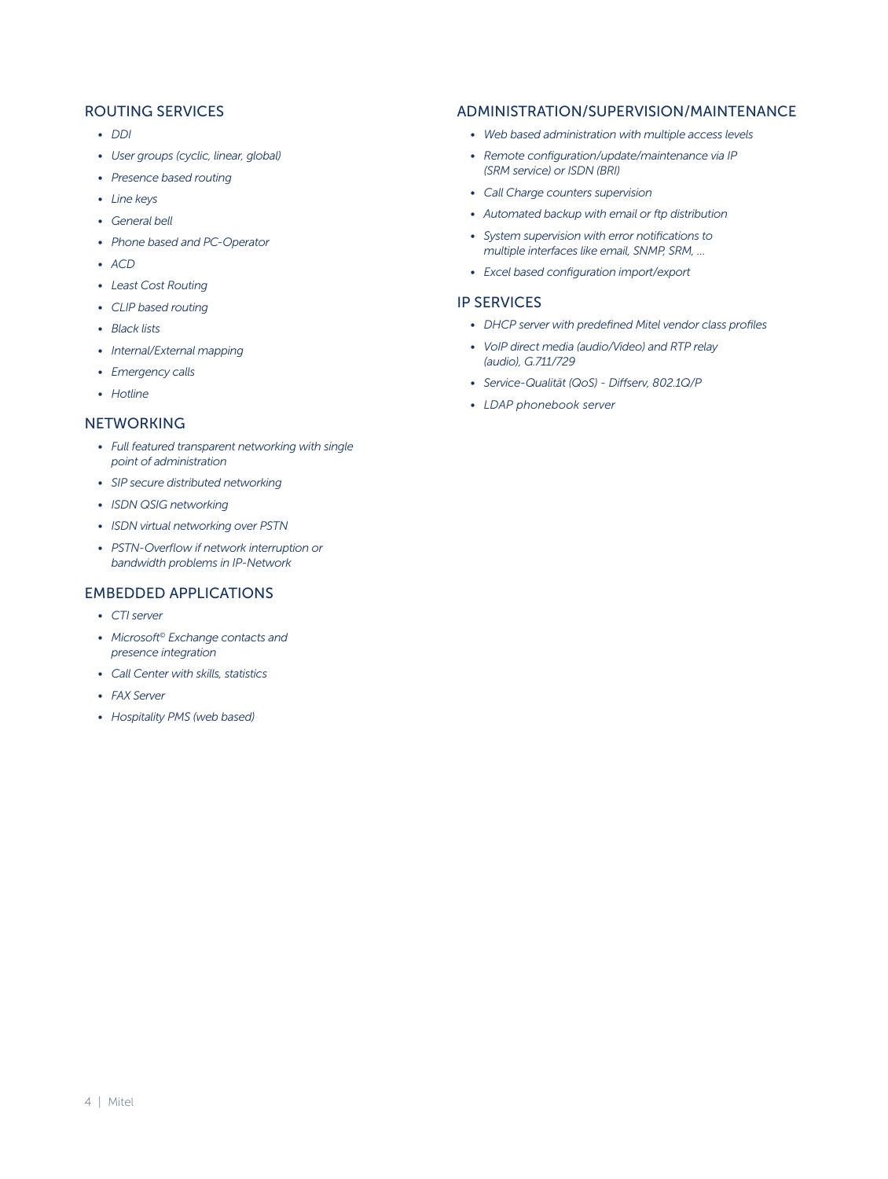## ROUTING SERVICES

- *DDI*
- *User groups (cyclic, linear, global)*
- *Presence based routing*
- *Line keys*
- *General bell*
- *Phone based and PC-Operator*
- *ACD*
- *Least Cost Routing*
- *CLIP based routing*
- *Black lists*
- *Internal/External mapping*
- *Emergency calls*
- *Hotline*

## NETWORKING

- *Full featured transparent networking with single point of administration*
- *SIP secure distributed networking*
- *ISDN QSIG networking*
- *ISDN virtual networking over PSTN*
- *PSTN-Overflow if network interruption or bandwidth problems in IP-Network*

## EMBEDDED APPLICATIONS

- *CTI server*
- *Microsoft© Exchange contacts and presence integration*
- *Call Center with skills, statistics*
- *FAX Server*
- *Hospitality PMS (web based)*

## ADMINISTRATION/SUPERVISION/MAINTENANCE

- *Web based administration with multiple access levels*
- *Remote configuration/update/maintenance via IP (SRM service) or ISDN (BRI)*
- *Call Charge counters supervision*
- *Automated backup with email or ftp distribution*
- *System supervision with error notifications to multiple interfaces like email, SNMP, SRM, …*
- *Excel based configuration import/export*

## IP SERVICES

- *DHCP server with predefined Mitel vendor class profiles*
- *VoIP direct media (audio/Video) and RTP relay (audio), G.711/729*
- *Service-Qualität (QoS) - Diffserv, 802.1Q/P*
- *LDAP phonebook server*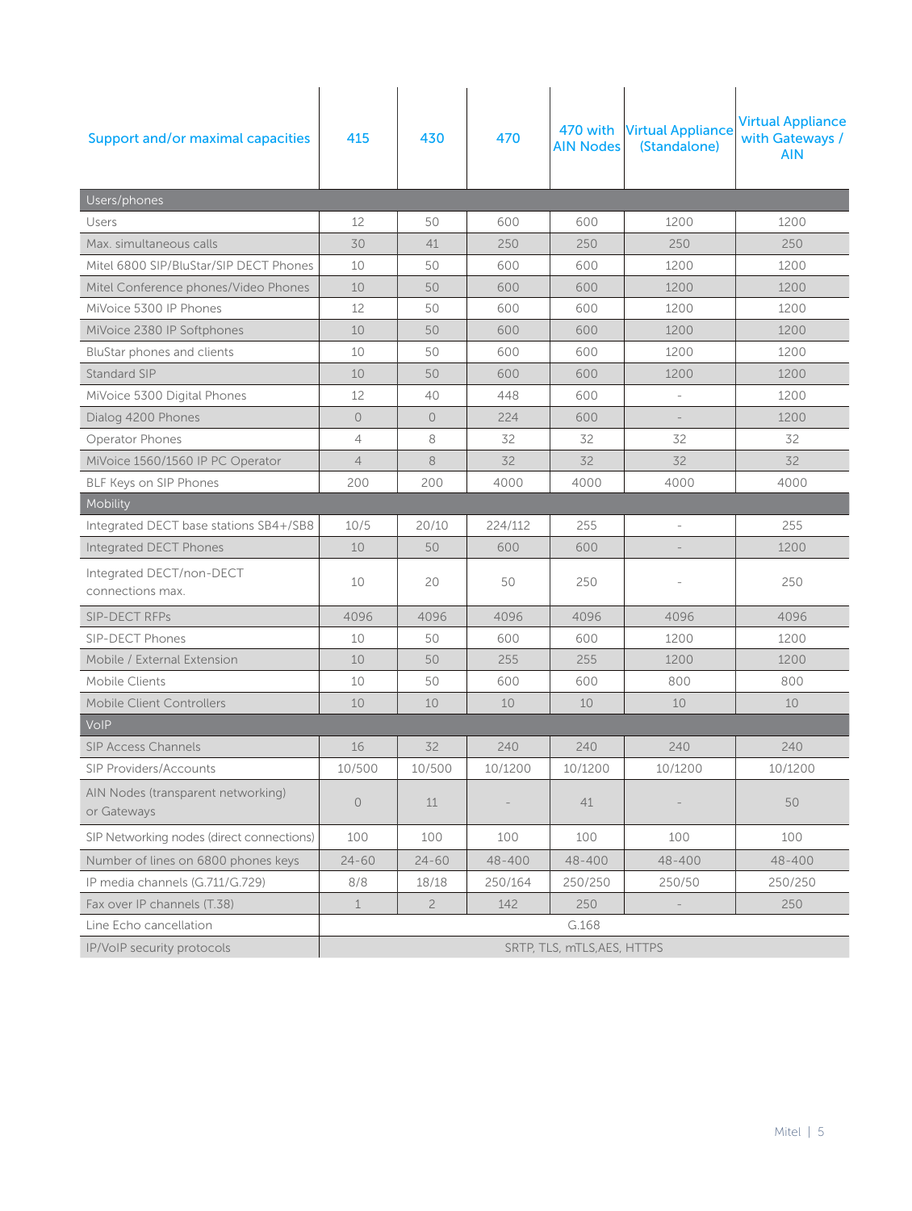| Support and/or maximal capacities | 415 | 430 | 470 | 470 with AIN Nodes | Virtual Appliance (Standalone) | Virtual Appliance with Gateways / AIN |
|---|---|---|---|---|---|---|
| **Users/phones** | | | | | | |
| Users | 12 | 50 | 600 | 600 | 1200 | 1200 |
| Max. simultaneous calls | 30 | 41 | 250 | 250 | 250 | 250 |
| Mitel 6800 SIP/BluStar/SIP DECT Phones | 10 | 50 | 600 | 600 | 1200 | 1200 |
| Mitel Conference phones/Video Phones | 10 | 50 | 600 | 600 | 1200 | 1200 |
| MiVoice 5300 IP Phones | 12 | 50 | 600 | 600 | 1200 | 1200 |
| MiVoice 2380 IP Softphones | 10 | 50 | 600 | 600 | 1200 | 1200 |
| BluStar phones and clients | 10 | 50 | 600 | 600 | 1200 | 1200 |
| Standard SIP | 10 | 50 | 600 | 600 | 1200 | 1200 |
| MiVoice 5300 Digital Phones | 12 | 40 | 448 | 600 | - | 1200 |
| Dialog 4200 Phones | 0 | 0 | 224 | 600 | - | 1200 |
| Operator Phones | 4 | 8 | 32 | 32 | 32 | 32 |
| MiVoice 1560/1560 IP PC Operator | 4 | 8 | 32 | 32 | 32 | 32 |
| BLF Keys on SIP Phones | 200 | 200 | 4000 | 4000 | 4000 | 4000 |
| **Mobility** | | | | | | |
| Integrated DECT base stations SB4+/SB8 | 10/5 | 20/10 | 224/112 | 255 | - | 255 |
| Integrated DECT Phones | 10 | 50 | 600 | 600 | - | 1200 |
| Integrated DECT/non-DECT connections max. | 10 | 20 | 50 | 250 | - | 250 |
| SIP-DECT RFPs | 4096 | 4096 | 4096 | 4096 | 4096 | 4096 |
| SIP-DECT Phones | 10 | 50 | 600 | 600 | 1200 | 1200 |
| Mobile / External Extension | 10 | 50 | 255 | 255 | 1200 | 1200 |
| Mobile Clients | 10 | 50 | 600 | 600 | 800 | 800 |
| Mobile Client Controllers | 10 | 10 | 10 | 10 | 10 | 10 |
| **VoIP** | | | | | | |
| SIP Access Channels | 16 | 32 | 240 | 240 | 240 | 240 |
| SIP Providers/Accounts | 10/500 | 10/500 | 10/1200 | 10/1200 | 10/1200 | 10/1200 |
| AIN Nodes (transparent networking) or Gateways | 0 | 11 | - | 41 | - | 50 |
| SIP Networking nodes (direct connections) | 100 | 100 | 100 | 100 | 100 | 100 |
| Number of lines on 6800 phones keys | 24-60 | 24-60 | 48-400 | 48-400 | 48-400 | 48-400 |
| IP media channels (G.711/G.729) | 8/8 | 18/18 | 250/164 | 250/250 | 250/50 | 250/250 |
| Fax over IP channels (T.38) | 1 | 2 | 142 | 250 | - | 250 |
| Line Echo cancellation | G.168 | | | | | |
| IP/VoIP security protocols | SRTP, TLS, mTLS,AES, HTTPS | | | | | |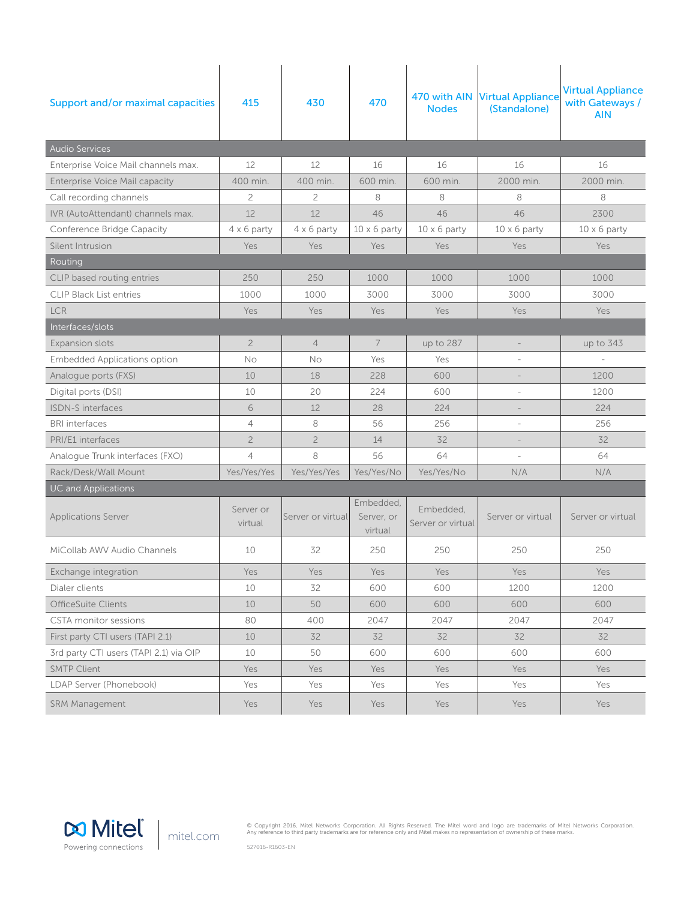| Support and/or maximal capacities | 415 | 430 | 470 | 470 with AIN Nodes | Virtual Appliance (Standalone) | Virtual Appliance with Gateways / AIN |
|---|---|---|---|---|---|---|
| **Audio Services** | | | | | | |
| Enterprise Voice Mail channels max. | 12 | 12 | 16 | 16 | 16 | 16 |
| Enterprise Voice Mail capacity | 400 min. | 400 min. | 600 min. | 600 min. | 2000 min. | 2000 min. |
| Call recording channels | 2 | 2 | 8 | 8 | 8 | 8 |
| IVR (AutoAttendant) channels max. | 12 | 12 | 46 | 46 | 46 | 2300 |
| Conference Bridge Capacity | 4 x 6 party | 4 x 6 party | 10 x 6 party | 10 x 6 party | 10 x 6 party | 10 x 6 party |
| Silent Intrusion | Yes | Yes | Yes | Yes | Yes | Yes |
| **Routing** | | | | | | |
| CLIP based routing entries | 250 | 250 | 1000 | 1000 | 1000 | 1000 |
| CLIP Black List entries | 1000 | 1000 | 3000 | 3000 | 3000 | 3000 |
| LCR | Yes | Yes | Yes | Yes | Yes | Yes |
| **Interfaces/slots** | | | | | | |
| Expansion slots | 2 | 4 | 7 | up to 287 | - | up to 343 |
| Embedded Applications option | No | No | Yes | Yes | - | - |
| Analogue ports (FXS) | 10 | 18 | 228 | 600 | - | 1200 |
| Digital ports (DSI) | 10 | 20 | 224 | 600 | - | 1200 |
| ISDN-S interfaces | 6 | 12 | 28 | 224 | - | 224 |
| BRI interfaces | 4 | 8 | 56 | 256 | - | 256 |
| PRI/E1 interfaces | 2 | 2 | 14 | 32 | - | 32 |
| Analogue Trunk interfaces (FXO) | 4 | 8 | 56 | 64 | - | 64 |
| Rack/Desk/Wall Mount | Yes/Yes/Yes | Yes/Yes/Yes | Yes/Yes/No | Yes/Yes/No | N/A | N/A |
| **UC and Applications** | | | | | | |
| Applications Server | Server or virtual | Server or virtual | Embedded, Server, or virtual | Embedded, Server or virtual | Server or virtual | Server or virtual |
| MiCollab AWV Audio Channels | 10 | 32 | 250 | 250 | 250 | 250 |
| Exchange integration | Yes | Yes | Yes | Yes | Yes | Yes |
| Dialer clients | 10 | 32 | 600 | 600 | 1200 | 1200 |
| OfficeSuite Clients | 10 | 50 | 600 | 600 | 600 | 600 |
| CSTA monitor sessions | 80 | 400 | 2047 | 2047 | 2047 | 2047 |
| First party CTI users (TAPI 2.1) | 10 | 32 | 32 | 32 | 32 | 32 |
| 3rd party CTI users (TAPI 2.1) via OIP | 10 | 50 | 600 | 600 | 600 | 600 |
| SMTP Client | Yes | Yes | Yes | Yes | Yes | Yes |
| LDAP Server (Phonebook) | Yes | Yes | Yes | Yes | Yes | Yes |
| SRM Management | Yes | Yes | Yes | Yes | Yes | Yes |

Mitel
Powering connections

mitel.com

© Copyright 2016, Mitel Networks Corporation. All Rights Reserved. The Mitel word and logo are trademarks of Mitel Networks Corporation. Any reference to third party trademarks are for reference only and Mitel makes no representation of ownership of these marks.

527016-R1603-EN